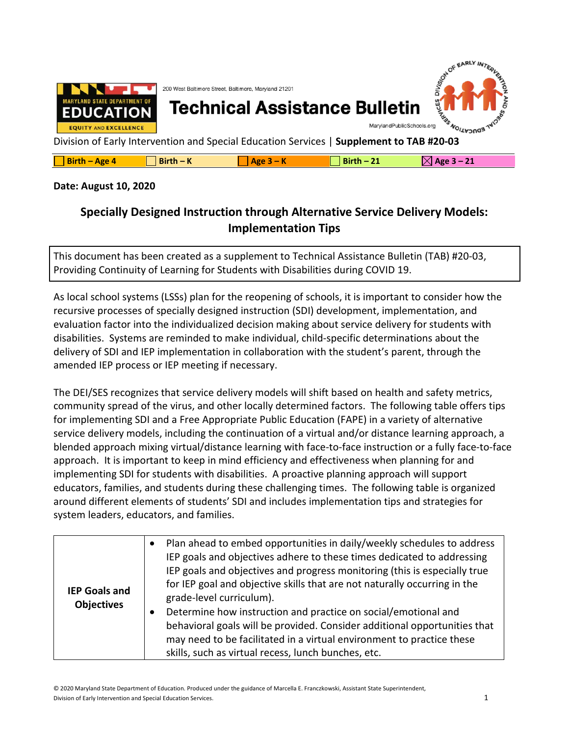200 West Baltimore Street, Baltimore, Maryland 21201

# Technical Assistance Bulletin

Division of Early Intervention and Special Education Services | **Supplement to TAB #20-03**

☐ Birth – Age 4 ☐ Birth – K ☐ Age 3 – K ☐ Birth – 21 ☒ Age 3 – 21

**Date: August 10, 2020**

## Specially Designed Instruction through Alternative Service Delivery Models: Implementation Tips

This document has been created as a supplement to Technical Assistance Bulletin (TAB) #20-03, Providing Continuity of Learning for Students with Disabilities during COVID 19.

As local school systems (LSSs) plan for the reopening of schools, it is important to consider how the recursive processes of specially designed instruction (SDI) development, implementation, and evaluation factor into the individualized decision making about service delivery for students with disabilities. Systems are reminded to make individual, child-specific determinations about the delivery of SDI and IEP implementation in collaboration with the student's parent, through the amended IEP process or IEP meeting if necessary.

The DEI/SES recognizes that service delivery models will shift based on health and safety metrics, community spread of the virus, and other locally determined factors. The following table offers tips for implementing SDI and a Free Appropriate Public Education (FAPE) in a variety of alternative service delivery models, including the continuation of a virtual and/or distance learning approach, a blended approach mixing virtual/distance learning with face-to-face instruction or a fully face-to-face approach. It is important to keep in mind efficiency and effectiveness when planning for and implementing SDI for students with disabilities. A proactive planning approach will support educators, families, and students during these challenging times. The following table is organized around different elements of students' SDI and includes implementation tips and strategies for system leaders, educators, and families.

| | |
|---|---|
| **IEP Goals and Objectives** | • Plan ahead to embed opportunities in daily/weekly schedules to address IEP goals and objectives adhere to these times dedicated to addressing IEP goals and objectives and progress monitoring (this is especially true for IEP goal and objective skills that are not naturally occurring in the grade-level curriculum).<br>• Determine how instruction and practice on social/emotional and behavioral goals will be provided. Consider additional opportunities that may need to be facilitated in a virtual environment to practice these skills, such as virtual recess, lunch bunches, etc. |

© 2020 Maryland State Department of Education. Produced under the guidance of Marcella E. Franczkowski, Assistant State Superintendent, Division of Early Intervention and Special Education Services.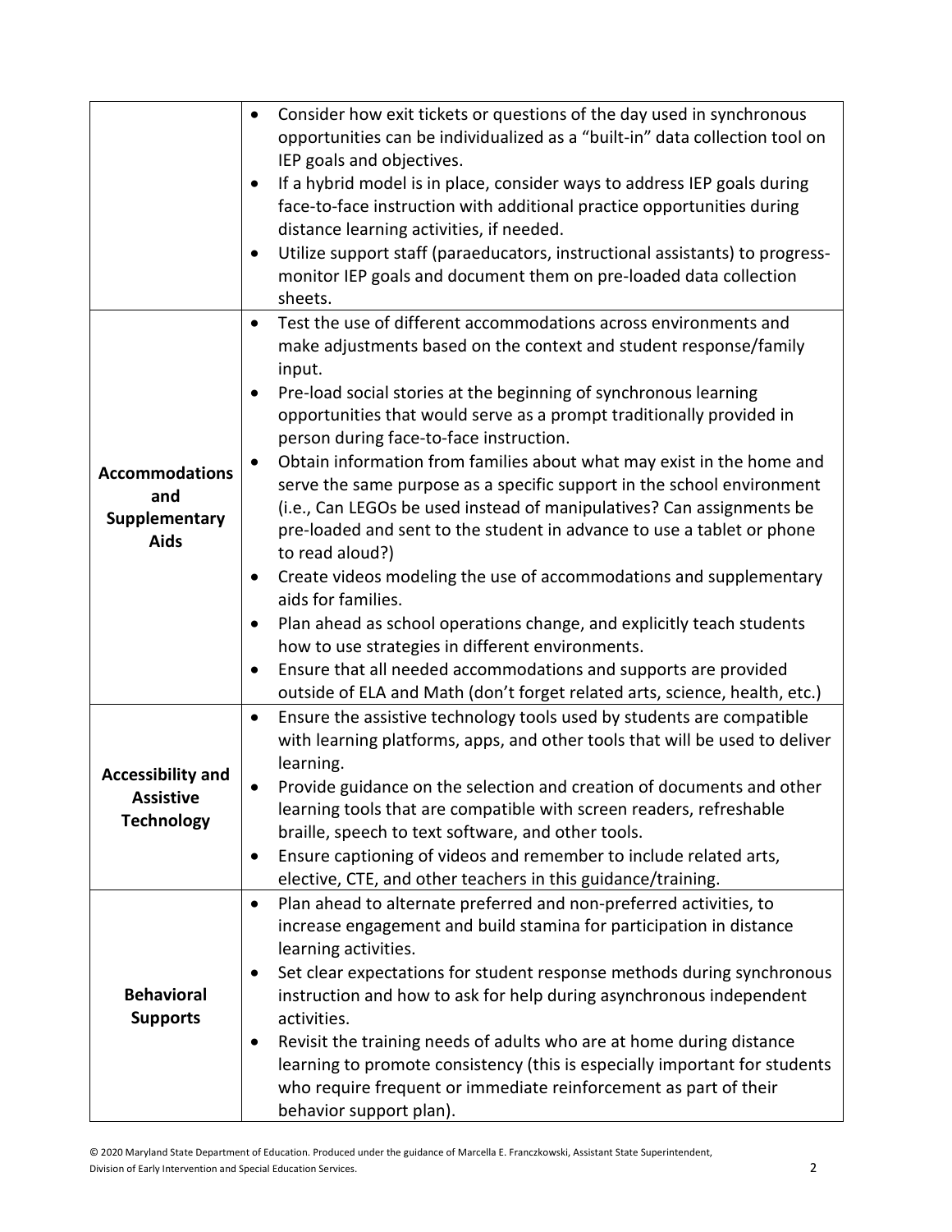| | |
|---|---|
| | • Consider how exit tickets or questions of the day used in synchronous opportunities can be individualized as a "built-in" data collection tool on IEP goals and objectives.<br>• If a hybrid model is in place, consider ways to address IEP goals during face-to-face instruction with additional practice opportunities during distance learning activities, if needed.<br>• Utilize support staff (paraeducators, instructional assistants) to progress-monitor IEP goals and document them on pre-loaded data collection sheets. |
| **Accommodations and Supplementary Aids** | • Test the use of different accommodations across environments and make adjustments based on the context and student response/family input.<br>• Pre-load social stories at the beginning of synchronous learning opportunities that would serve as a prompt traditionally provided in person during face-to-face instruction.<br>• Obtain information from families about what may exist in the home and serve the same purpose as a specific support in the school environment (i.e., Can LEGOs be used instead of manipulatives? Can assignments be pre-loaded and sent to the student in advance to use a tablet or phone to read aloud?)<br>• Create videos modeling the use of accommodations and supplementary aids for families.<br>• Plan ahead as school operations change, and explicitly teach students how to use strategies in different environments.<br>• Ensure that all needed accommodations and supports are provided outside of ELA and Math (don't forget related arts, science, health, etc.) |
| **Accessibility and Assistive Technology** | • Ensure the assistive technology tools used by students are compatible with learning platforms, apps, and other tools that will be used to deliver learning.<br>• Provide guidance on the selection and creation of documents and other learning tools that are compatible with screen readers, refreshable braille, speech to text software, and other tools.<br>• Ensure captioning of videos and remember to include related arts, elective, CTE, and other teachers in this guidance/training. |
| **Behavioral Supports** | • Plan ahead to alternate preferred and non-preferred activities, to increase engagement and build stamina for participation in distance learning activities.<br>• Set clear expectations for student response methods during synchronous instruction and how to ask for help during asynchronous independent activities.<br>• Revisit the training needs of adults who are at home during distance learning to promote consistency (this is especially important for students who require frequent or immediate reinforcement as part of their behavior support plan). |

© 2020 Maryland State Department of Education. Produced under the guidance of Marcella E. Franczkowski, Assistant State Superintendent, Division of Early Intervention and Special Education Services.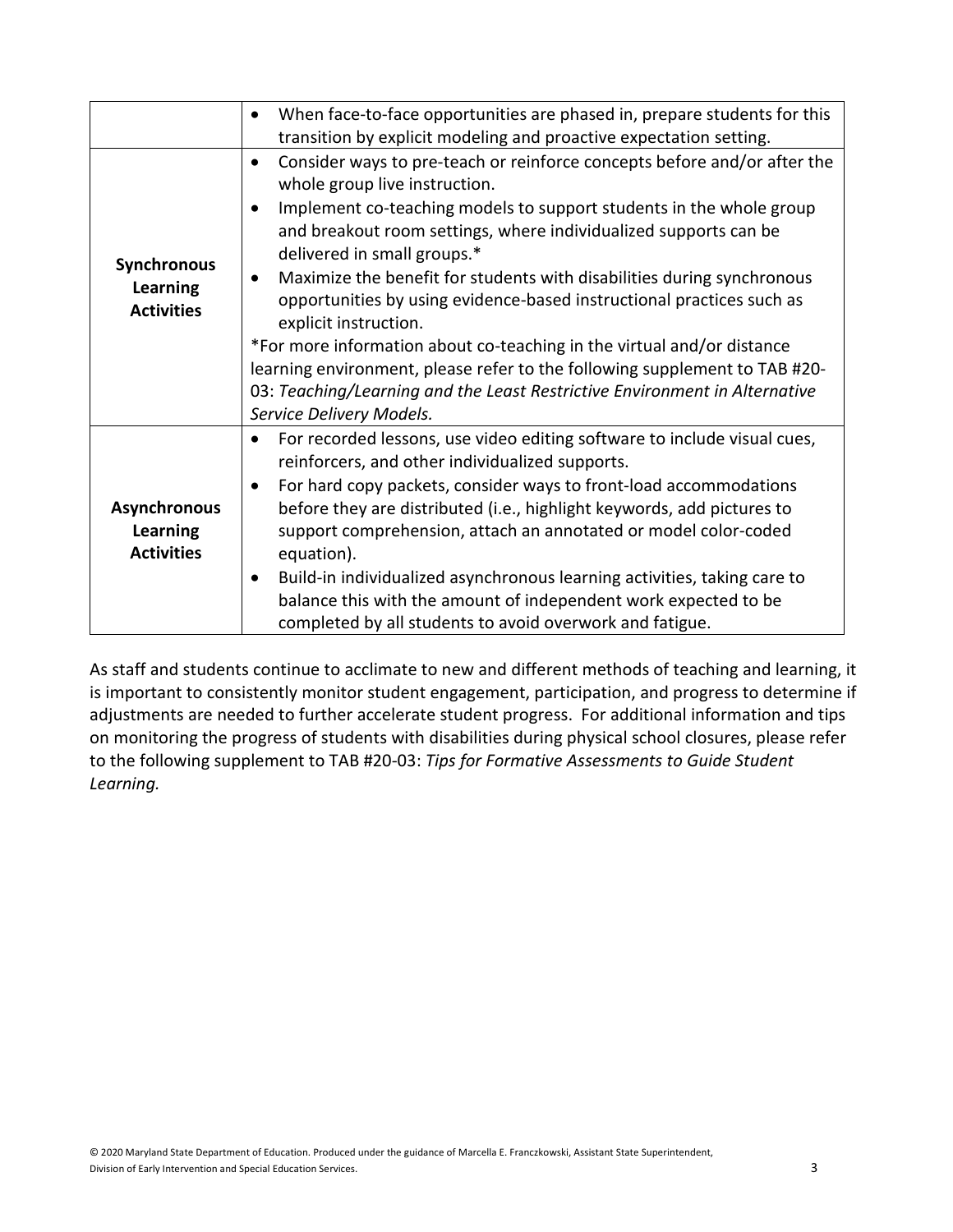| | |
|---|---|
| | • When face-to-face opportunities are phased in, prepare students for this transition by explicit modeling and proactive expectation setting. |
| **Synchronous Learning Activities** | • Consider ways to pre-teach or reinforce concepts before and/or after the whole group live instruction.<br>• Implement co-teaching models to support students in the whole group and breakout room settings, where individualized supports can be delivered in small groups.*<br>• Maximize the benefit for students with disabilities during synchronous opportunities by using evidence-based instructional practices such as explicit instruction.<br>*For more information about co-teaching in the virtual and/or distance learning environment, please refer to the following supplement to TAB #20-03: *Teaching/Learning and the Least Restrictive Environment in Alternative Service Delivery Models.* |
| **Asynchronous Learning Activities** | • For recorded lessons, use video editing software to include visual cues, reinforcers, and other individualized supports.<br>• For hard copy packets, consider ways to front-load accommodations before they are distributed (i.e., highlight keywords, add pictures to support comprehension, attach an annotated or model color-coded equation).<br>• Build-in individualized asynchronous learning activities, taking care to balance this with the amount of independent work expected to be completed by all students to avoid overwork and fatigue. |

As staff and students continue to acclimate to new and different methods of teaching and learning, it is important to consistently monitor student engagement, participation, and progress to determine if adjustments are needed to further accelerate student progress. For additional information and tips on monitoring the progress of students with disabilities during physical school closures, please refer to the following supplement to TAB #20-03: *Tips for Formative Assessments to Guide Student Learning.*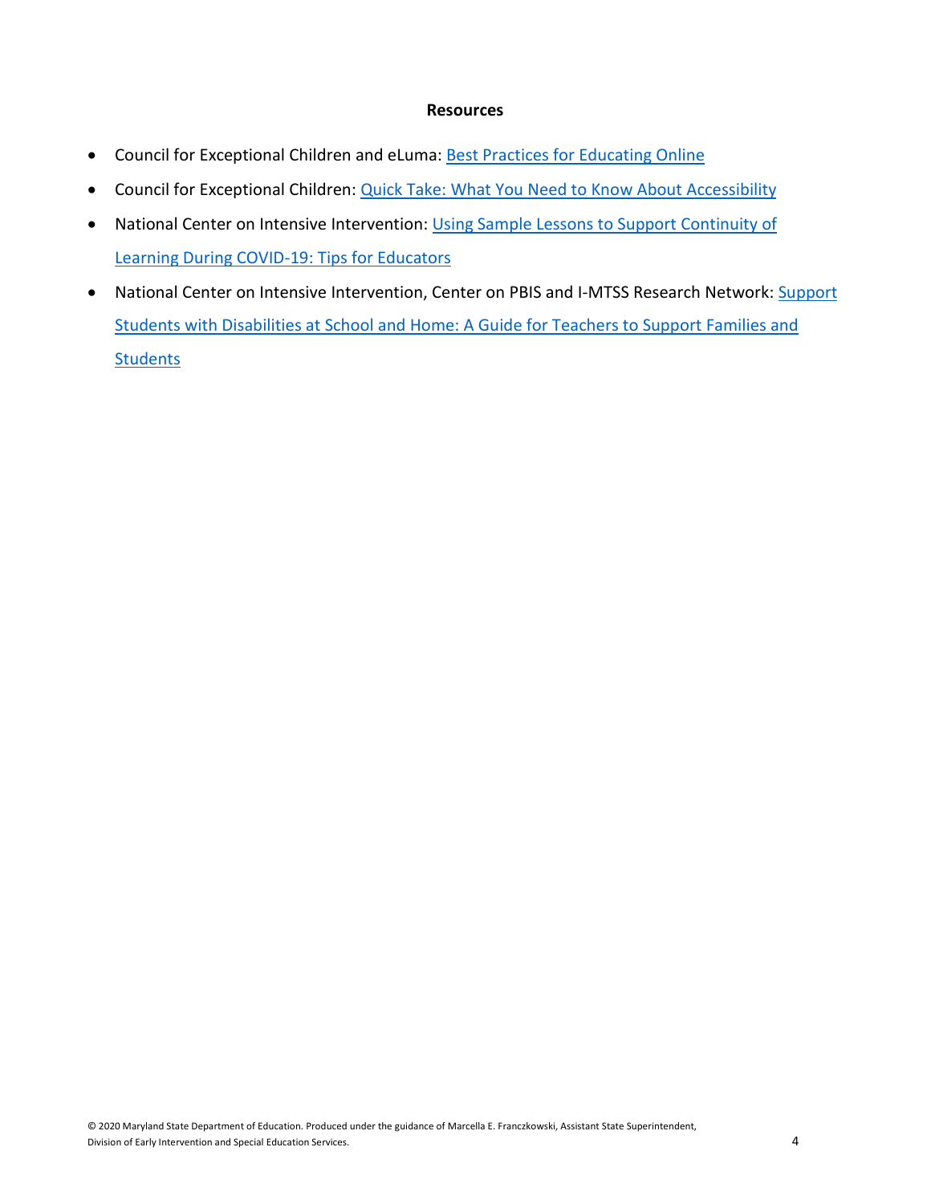## Resources

- Council for Exceptional Children and eLuma: Best Practices for Educating Online
- Council for Exceptional Children: Quick Take: What You Need to Know About Accessibility
- National Center on Intensive Intervention: Using Sample Lessons to Support Continuity of Learning During COVID-19: Tips for Educators
- National Center on Intensive Intervention, Center on PBIS and I-MTSS Research Network: Support Students with Disabilities at School and Home: A Guide for Teachers to Support Families and Students

© 2020 Maryland State Department of Education. Produced under the guidance of Marcella E. Franczkowski, Assistant State Superintendent, Division of Early Intervention and Special Education Services.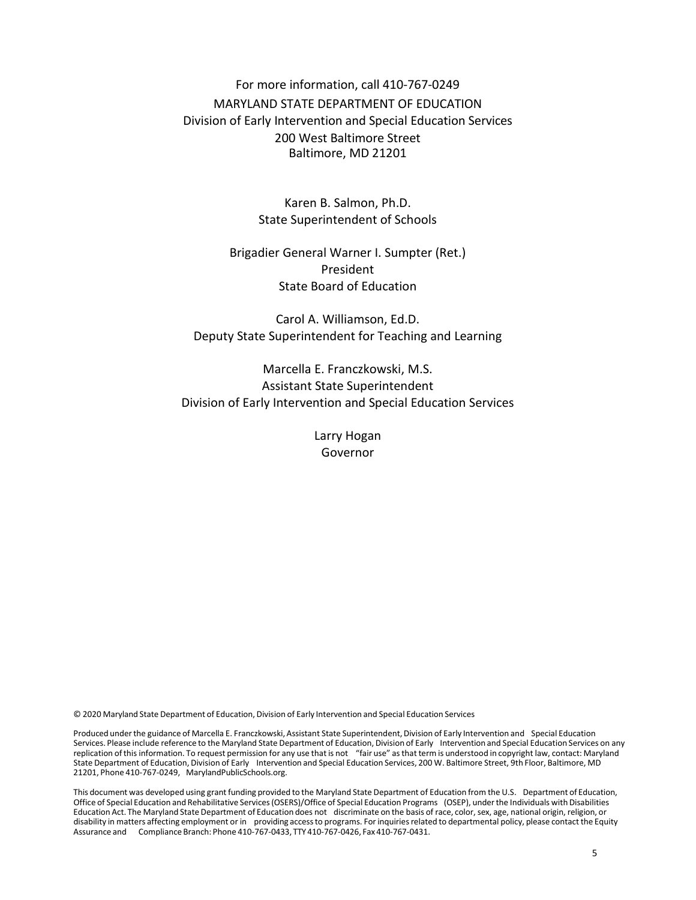For more information, call 410-767-0249

MARYLAND STATE DEPARTMENT OF EDUCATION
Division of Early Intervention and Special Education Services
200 West Baltimore Street
Baltimore, MD 21201

Karen B. Salmon, Ph.D.
State Superintendent of Schools

Brigadier General Warner I. Sumpter (Ret.)
President
State Board of Education

Carol A. Williamson, Ed.D.
Deputy State Superintendent for Teaching and Learning

Marcella E. Franczkowski, M.S.
Assistant State Superintendent
Division of Early Intervention and Special Education Services

Larry Hogan
Governor

© 2020 Maryland State Department of Education, Division of Early Intervention and Special Education Services

Produced under the guidance of Marcella E. Franczkowski, Assistant State Superintendent, Division of Early Intervention and Special Education Services. Please include reference to the Maryland State Department of Education, Division of Early Intervention and Special Education Services on any replication of this information. To request permission for any use that is not "fair use" as that term is understood in copyright law, contact: Maryland State Department of Education, Division of Early Intervention and Special Education Services, 200 W. Baltimore Street, 9th Floor, Baltimore, MD 21201, Phone 410-767-0249, MarylandPublicSchools.org.

This document was developed using grant funding provided to the Maryland State Department of Education from the U.S. Department of Education, Office of Special Education and Rehabilitative Services (OSERS)/Office of Special Education Programs (OSEP), under the Individuals with Disabilities Education Act. The Maryland State Department of Education does not discriminate on the basis of race, color, sex, age, national origin, religion, or disability in matters affecting employment or in providing access to programs. For inquiries related to departmental policy, please contact the Equity Assurance and Compliance Branch: Phone 410-767-0433, TTY 410-767-0426, Fax 410-767-0431.